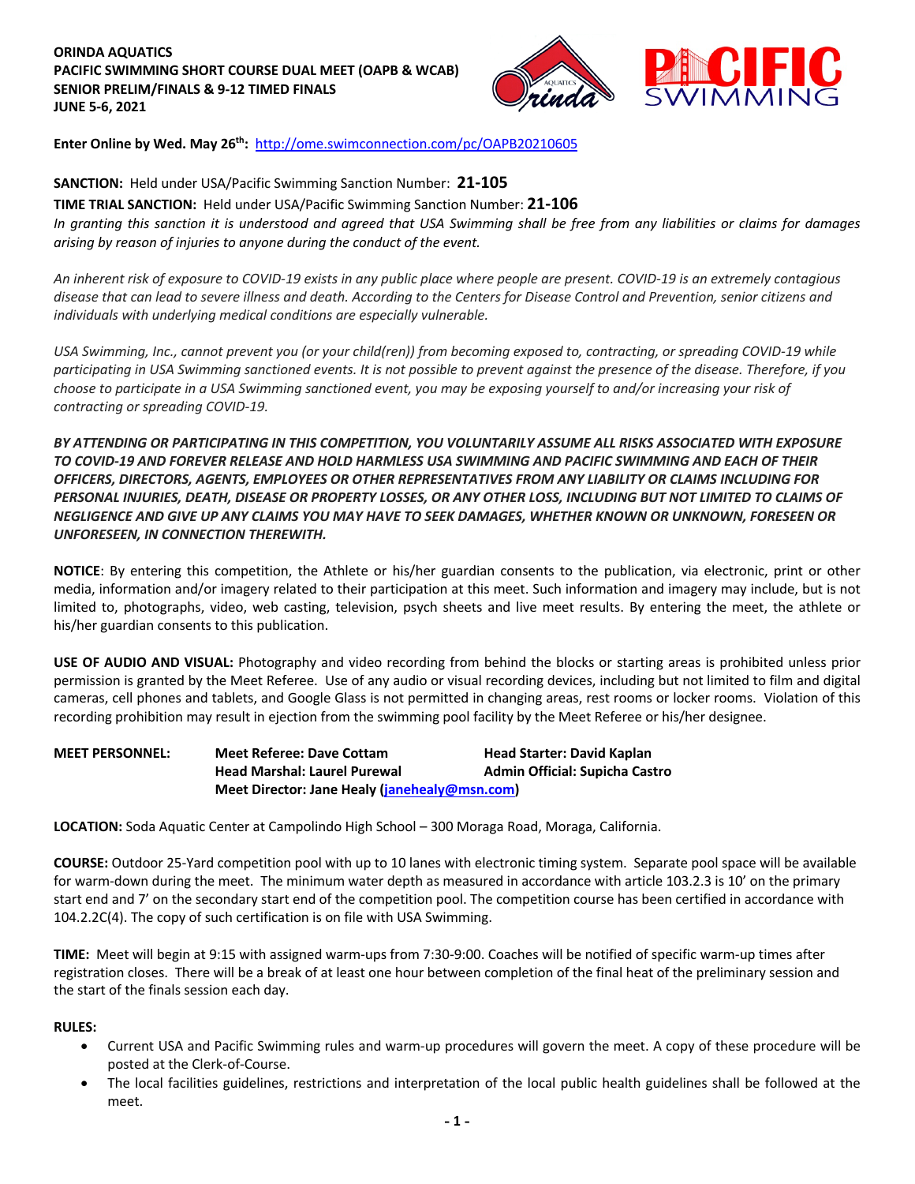**ORINDA AQUATICS**
**PACIFIC SWIMMING SHORT COURSE DUAL MEET (OAPB & WCAB)**
**SENIOR PRELIM/FINALS & 9-12 TIMED FINALS**
**JUNE 5-6, 2021**

**Enter Online by Wed. May 26th:** http://ome.swimconnection.com/pc/OAPB20210605

**SANCTION:** Held under USA/Pacific Swimming Sanction Number: **21-105**

**TIME TRIAL SANCTION:** Held under USA/Pacific Swimming Sanction Number: **21-106**

*In granting this sanction it is understood and agreed that USA Swimming shall be free from any liabilities or claims for damages arising by reason of injuries to anyone during the conduct of the event.*

*An inherent risk of exposure to COVID-19 exists in any public place where people are present. COVID-19 is an extremely contagious disease that can lead to severe illness and death. According to the Centers for Disease Control and Prevention, senior citizens and individuals with underlying medical conditions are especially vulnerable.*

*USA Swimming, Inc., cannot prevent you (or your child(ren)) from becoming exposed to, contracting, or spreading COVID-19 while participating in USA Swimming sanctioned events. It is not possible to prevent against the presence of the disease. Therefore, if you choose to participate in a USA Swimming sanctioned event, you may be exposing yourself to and/or increasing your risk of contracting or spreading COVID-19.*

***BY ATTENDING OR PARTICIPATING IN THIS COMPETITION, YOU VOLUNTARILY ASSUME ALL RISKS ASSOCIATED WITH EXPOSURE TO COVID-19 AND FOREVER RELEASE AND HOLD HARMLESS USA SWIMMING AND PACIFIC SWIMMING AND EACH OF THEIR OFFICERS, DIRECTORS, AGENTS, EMPLOYEES OR OTHER REPRESENTATIVES FROM ANY LIABILITY OR CLAIMS INCLUDING FOR PERSONAL INJURIES, DEATH, DISEASE OR PROPERTY LOSSES, OR ANY OTHER LOSS, INCLUDING BUT NOT LIMITED TO CLAIMS OF NEGLIGENCE AND GIVE UP ANY CLAIMS YOU MAY HAVE TO SEEK DAMAGES, WHETHER KNOWN OR UNKNOWN, FORESEEN OR UNFORESEEN, IN CONNECTION THEREWITH.***

**NOTICE**: By entering this competition, the Athlete or his/her guardian consents to the publication, via electronic, print or other media, information and/or imagery related to their participation at this meet. Such information and imagery may include, but is not limited to, photographs, video, web casting, television, psych sheets and live meet results. By entering the meet, the athlete or his/her guardian consents to this publication.

**USE OF AUDIO AND VISUAL:** Photography and video recording from behind the blocks or starting areas is prohibited unless prior permission is granted by the Meet Referee. Use of any audio or visual recording devices, including but not limited to film and digital cameras, cell phones and tablets, and Google Glass is not permitted in changing areas, rest rooms or locker rooms. Violation of this recording prohibition may result in ejection from the swimming pool facility by the Meet Referee or his/her designee.

**MEET PERSONNEL:**
**Meet Referee: Dave Cottam** — **Head Starter: David Kaplan**
**Head Marshal: Laurel Purewal** — **Admin Official: Supicha Castro**
**Meet Director: Jane Healy (janehealy@msn.com)**

**LOCATION:** Soda Aquatic Center at Campolindo High School – 300 Moraga Road, Moraga, California.

**COURSE:** Outdoor 25-Yard competition pool with up to 10 lanes with electronic timing system. Separate pool space will be available for warm-down during the meet. The minimum water depth as measured in accordance with article 103.2.3 is 10' on the primary start end and 7' on the secondary start end of the competition pool. The competition course has been certified in accordance with 104.2.2C(4). The copy of such certification is on file with USA Swimming.

**TIME:** Meet will begin at 9:15 with assigned warm-ups from 7:30-9:00. Coaches will be notified of specific warm-up times after registration closes. There will be a break of at least one hour between completion of the final heat of the preliminary session and the start of the finals session each day.

**RULES:**

- Current USA and Pacific Swimming rules and warm-up procedures will govern the meet. A copy of these procedure will be posted at the Clerk-of-Course.
- The local facilities guidelines, restrictions and interpretation of the local public health guidelines shall be followed at the meet.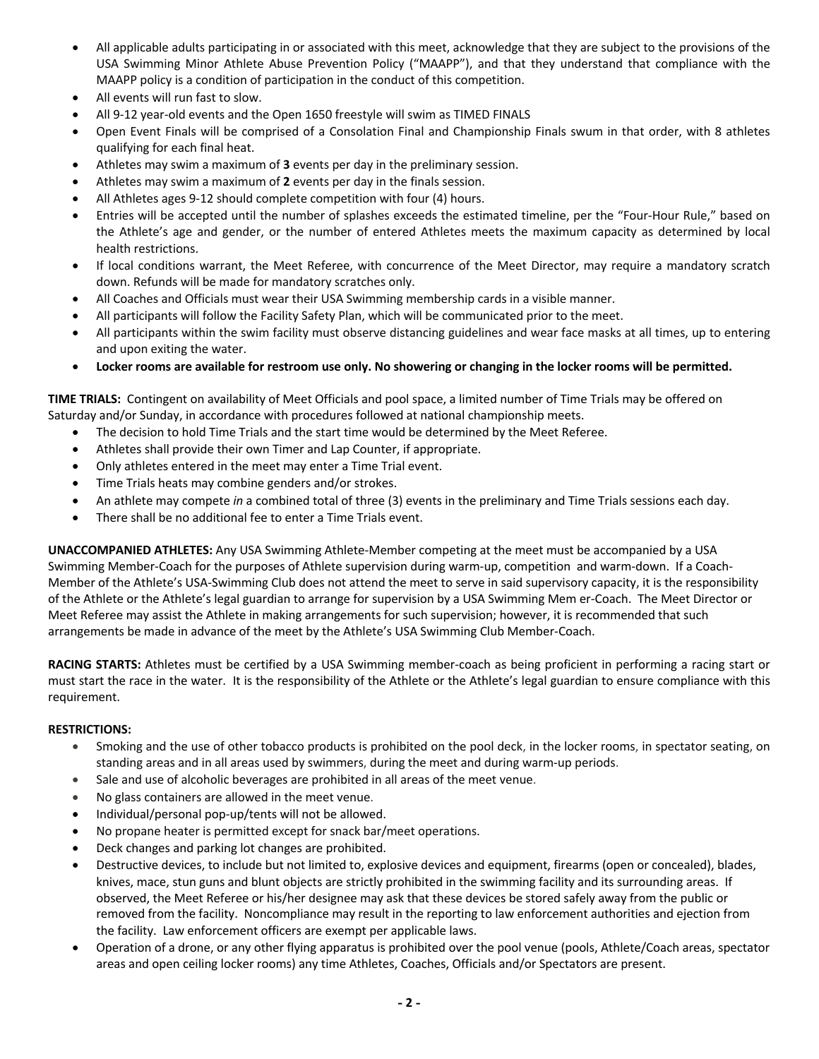- All applicable adults participating in or associated with this meet, acknowledge that they are subject to the provisions of the USA Swimming Minor Athlete Abuse Prevention Policy ("MAAPP"), and that they understand that compliance with the MAAPP policy is a condition of participation in the conduct of this competition.
- All events will run fast to slow.
- All 9-12 year-old events and the Open 1650 freestyle will swim as TIMED FINALS
- Open Event Finals will be comprised of a Consolation Final and Championship Finals swum in that order, with 8 athletes qualifying for each final heat.
- Athletes may swim a maximum of **3** events per day in the preliminary session.
- Athletes may swim a maximum of **2** events per day in the finals session.
- All Athletes ages 9-12 should complete competition with four (4) hours.
- Entries will be accepted until the number of splashes exceeds the estimated timeline, per the "Four-Hour Rule," based on the Athlete's age and gender, or the number of entered Athletes meets the maximum capacity as determined by local health restrictions.
- If local conditions warrant, the Meet Referee, with concurrence of the Meet Director, may require a mandatory scratch down. Refunds will be made for mandatory scratches only.
- All Coaches and Officials must wear their USA Swimming membership cards in a visible manner.
- All participants will follow the Facility Safety Plan, which will be communicated prior to the meet.
- All participants within the swim facility must observe distancing guidelines and wear face masks at all times, up to entering and upon exiting the water.
- **Locker rooms are available for restroom use only. No showering or changing in the locker rooms will be permitted.**

**TIME TRIALS:** Contingent on availability of Meet Officials and pool space, a limited number of Time Trials may be offered on Saturday and/or Sunday, in accordance with procedures followed at national championship meets.

- The decision to hold Time Trials and the start time would be determined by the Meet Referee.
- Athletes shall provide their own Timer and Lap Counter, if appropriate.
- Only athletes entered in the meet may enter a Time Trial event.
- Time Trials heats may combine genders and/or strokes.
- An athlete may compete *in* a combined total of three (3) events in the preliminary and Time Trials sessions each day.
- There shall be no additional fee to enter a Time Trials event.

**UNACCOMPANIED ATHLETES:** Any USA Swimming Athlete-Member competing at the meet must be accompanied by a USA Swimming Member-Coach for the purposes of Athlete supervision during warm-up, competition and warm-down. If a Coach-Member of the Athlete's USA-Swimming Club does not attend the meet to serve in said supervisory capacity, it is the responsibility of the Athlete or the Athlete's legal guardian to arrange for supervision by a USA Swimming Mem er-Coach. The Meet Director or Meet Referee may assist the Athlete in making arrangements for such supervision; however, it is recommended that such arrangements be made in advance of the meet by the Athlete's USA Swimming Club Member-Coach.

**RACING STARTS:** Athletes must be certified by a USA Swimming member-coach as being proficient in performing a racing start or must start the race in the water. It is the responsibility of the Athlete or the Athlete's legal guardian to ensure compliance with this requirement.

**RESTRICTIONS:**

- Smoking and the use of other tobacco products is prohibited on the pool deck, in the locker rooms, in spectator seating, on standing areas and in all areas used by swimmers, during the meet and during warm-up periods.
- Sale and use of alcoholic beverages are prohibited in all areas of the meet venue.
- No glass containers are allowed in the meet venue.
- Individual/personal pop-up/tents will not be allowed.
- No propane heater is permitted except for snack bar/meet operations.
- Deck changes and parking lot changes are prohibited.
- Destructive devices, to include but not limited to, explosive devices and equipment, firearms (open or concealed), blades, knives, mace, stun guns and blunt objects are strictly prohibited in the swimming facility and its surrounding areas. If observed, the Meet Referee or his/her designee may ask that these devices be stored safely away from the public or removed from the facility. Noncompliance may result in the reporting to law enforcement authorities and ejection from the facility. Law enforcement officers are exempt per applicable laws.
- Operation of a drone, or any other flying apparatus is prohibited over the pool venue (pools, Athlete/Coach areas, spectator areas and open ceiling locker rooms) any time Athletes, Coaches, Officials and/or Spectators are present.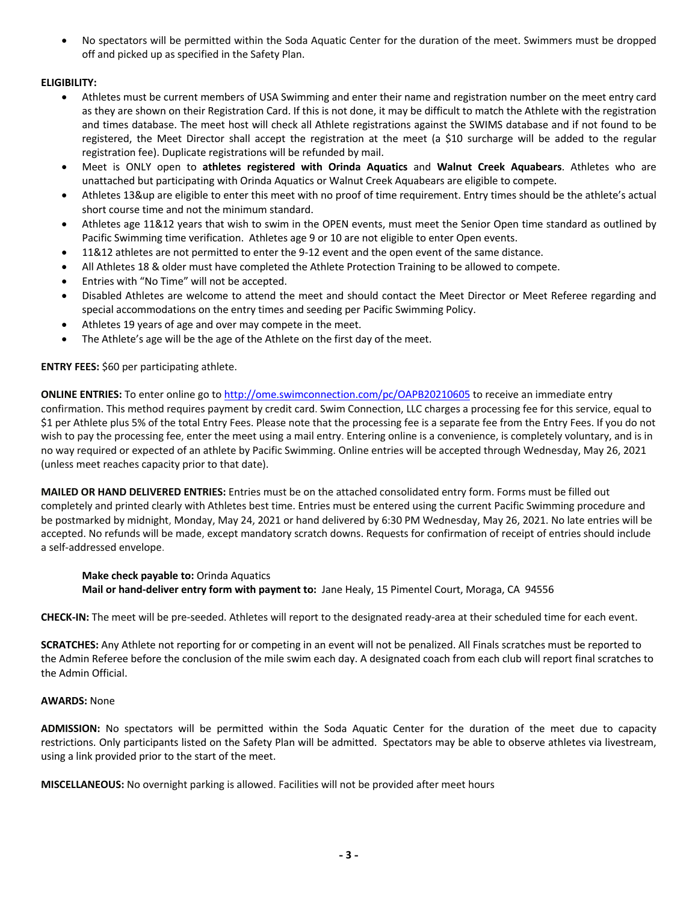- No spectators will be permitted within the Soda Aquatic Center for the duration of the meet. Swimmers must be dropped off and picked up as specified in the Safety Plan.

**ELIGIBILITY:**

- Athletes must be current members of USA Swimming and enter their name and registration number on the meet entry card as they are shown on their Registration Card. If this is not done, it may be difficult to match the Athlete with the registration and times database. The meet host will check all Athlete registrations against the SWIMS database and if not found to be registered, the Meet Director shall accept the registration at the meet (a $10 surcharge will be added to the regular registration fee). Duplicate registrations will be refunded by mail.
- Meet is ONLY open to **athletes registered with Orinda Aquatics** and **Walnut Creek Aquabears**. Athletes who are unattached but participating with Orinda Aquatics or Walnut Creek Aquabears are eligible to compete.
- Athletes 13&up are eligible to enter this meet with no proof of time requirement. Entry times should be the athlete's actual short course time and not the minimum standard.
- Athletes age 11&12 years that wish to swim in the OPEN events, must meet the Senior Open time standard as outlined by Pacific Swimming time verification. Athletes age 9 or 10 are not eligible to enter Open events.
- 11&12 athletes are not permitted to enter the 9-12 event and the open event of the same distance.
- All Athletes 18 & older must have completed the Athlete Protection Training to be allowed to compete.
- Entries with "No Time" will not be accepted.
- Disabled Athletes are welcome to attend the meet and should contact the Meet Director or Meet Referee regarding and special accommodations on the entry times and seeding per Pacific Swimming Policy.
- Athletes 19 years of age and over may compete in the meet.
- The Athlete's age will be the age of the Athlete on the first day of the meet.

**ENTRY FEES:** $60 per participating athlete.

**ONLINE ENTRIES:** To enter online go to http://ome.swimconnection.com/pc/OAPB20210605 to receive an immediate entry confirmation. This method requires payment by credit card. Swim Connection, LLC charges a processing fee for this service, equal to $1 per Athlete plus 5% of the total Entry Fees. Please note that the processing fee is a separate fee from the Entry Fees. If you do not wish to pay the processing fee, enter the meet using a mail entry. Entering online is a convenience, is completely voluntary, and is in no way required or expected of an athlete by Pacific Swimming. Online entries will be accepted through Wednesday, May 26, 2021 (unless meet reaches capacity prior to that date).

**MAILED OR HAND DELIVERED ENTRIES:** Entries must be on the attached consolidated entry form. Forms must be filled out completely and printed clearly with Athletes best time. Entries must be entered using the current Pacific Swimming procedure and be postmarked by midnight, Monday, May 24, 2021 or hand delivered by 6:30 PM Wednesday, May 26, 2021. No late entries will be accepted. No refunds will be made, except mandatory scratch downs. Requests for confirmation of receipt of entries should include a self-addressed envelope.

> **Make check payable to:** Orinda Aquatics
> **Mail or hand-deliver entry form with payment to:** Jane Healy, 15 Pimentel Court, Moraga, CA 94556

**CHECK-IN:** The meet will be pre-seeded. Athletes will report to the designated ready-area at their scheduled time for each event.

**SCRATCHES:** Any Athlete not reporting for or competing in an event will not be penalized. All Finals scratches must be reported to the Admin Referee before the conclusion of the mile swim each day. A designated coach from each club will report final scratches to the Admin Official.

**AWARDS:** None

**ADMISSION:** No spectators will be permitted within the Soda Aquatic Center for the duration of the meet due to capacity restrictions. Only participants listed on the Safety Plan will be admitted. Spectators may be able to observe athletes via livestream, using a link provided prior to the start of the meet.

**MISCELLANEOUS:** No overnight parking is allowed. Facilities will not be provided after meet hours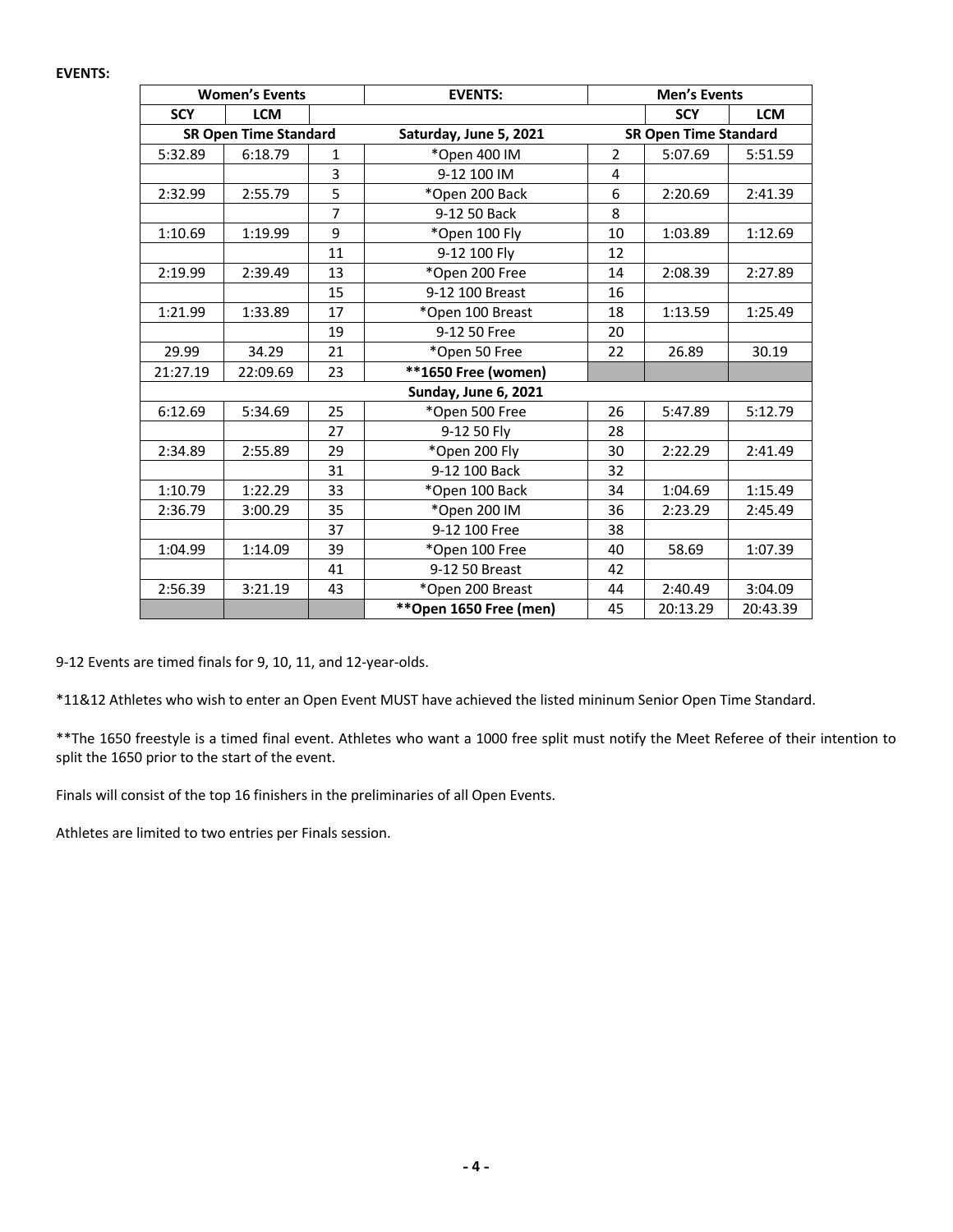**EVENTS:**

| Women's Events | | | EVENTS: | Men's Events | | |
|---|---|---|---|---|---|---|
| SCY | LCM | | | | SCY | LCM |
| SR Open Time Standard | | | Saturday, June 5, 2021 | SR Open Time Standard | | |
| 5:32.89 | 6:18.79 | 1 | *Open 400 IM | 2 | 5:07.69 | 5:51.59 |
| | | 3 | 9-12 100 IM | 4 | | |
| 2:32.99 | 2:55.79 | 5 | *Open 200 Back | 6 | 2:20.69 | 2:41.39 |
| | | 7 | 9-12 50 Back | 8 | | |
| 1:10.69 | 1:19.99 | 9 | *Open 100 Fly | 10 | 1:03.89 | 1:12.69 |
| | | 11 | 9-12 100 Fly | 12 | | |
| 2:19.99 | 2:39.49 | 13 | *Open 200 Free | 14 | 2:08.39 | 2:27.89 |
| | | 15 | 9-12 100 Breast | 16 | | |
| 1:21.99 | 1:33.89 | 17 | *Open 100 Breast | 18 | 1:13.59 | 1:25.49 |
| | | 19 | 9-12 50 Free | 20 | | |
| 29.99 | 34.29 | 21 | *Open 50 Free | 22 | 26.89 | 30.19 |
| 21:27.19 | 22:09.69 | 23 | **1650 Free (women)** | | | |
| | | | **Sunday, June 6, 2021** | | | |
| 6:12.69 | 5:34.69 | 25 | *Open 500 Free | 26 | 5:47.89 | 5:12.79 |
| | | 27 | 9-12 50 Fly | 28 | | |
| 2:34.89 | 2:55.89 | 29 | *Open 200 Fly | 30 | 2:22.29 | 2:41.49 |
| | | 31 | 9-12 100 Back | 32 | | |
| 1:10.79 | 1:22.29 | 33 | *Open 100 Back | 34 | 1:04.69 | 1:15.49 |
| 2:36.79 | 3:00.29 | 35 | *Open 200 IM | 36 | 2:23.29 | 2:45.49 |
| | | 37 | 9-12 100 Free | 38 | | |
| 1:04.99 | 1:14.09 | 39 | *Open 100 Free | 40 | 58.69 | 1:07.39 |
| | | 41 | 9-12 50 Breast | 42 | | |
| 2:56.39 | 3:21.19 | 43 | *Open 200 Breast | 44 | 2:40.49 | 3:04.09 |
| | | | **Open 1650 Free (men)** | 45 | 20:13.29 | 20:43.39 |

9-12 Events are timed finals for 9, 10, 11, and 12-year-olds.

*11&12 Athletes who wish to enter an Open Event MUST have achieved the listed mininum Senior Open Time Standard.

**The 1650 freestyle is a timed final event. Athletes who want a 1000 free split must notify the Meet Referee of their intention to split the 1650 prior to the start of the event.

Finals will consist of the top 16 finishers in the preliminaries of all Open Events.

Athletes are limited to two entries per Finals session.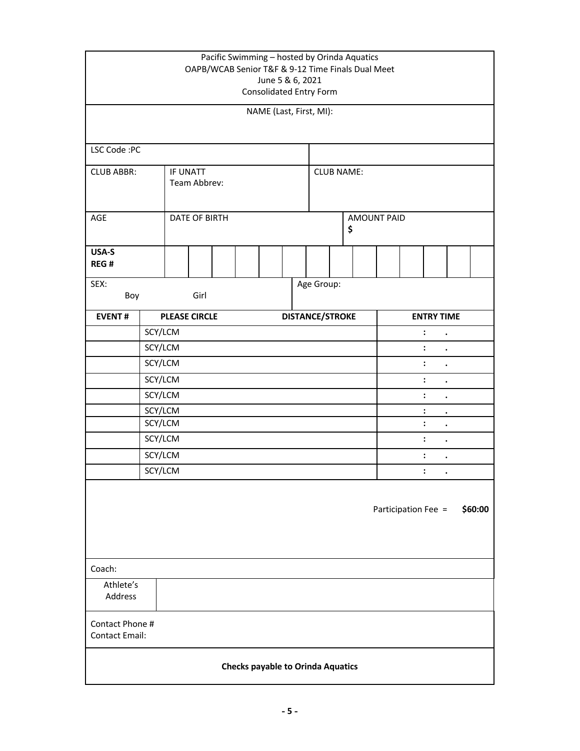Pacific Swimming – hosted by Orinda Aquatics
OAPB/WCAB Senior T&F & 9-12 Time Finals Dual Meet
June 5 & 6, 2021
Consolidated Entry Form

NAME (Last, First, MI):

| | | | |
|---|---|---|---|
| LSC Code :PC | | | |
| CLUB ABBR: | IF UNATT Team Abbrev: | CLUB NAME: | |
| AGE | DATE OF BIRTH | | AMOUNT PAID $ |

| | | | | | | | | | | | | | |
|---|---|---|---|---|---|---|---|---|---|---|---|---|---|
| **USA-S REG #** | | | | | | | | | | | | | |

SEX: Boy Girl | Age Group:

| EVENT # | PLEASE CIRCLE | DISTANCE/STROKE | ENTRY TIME |
|---|---|---|---|
| | SCY/LCM | | : . |
| | SCY/LCM | | : . |
| | SCY/LCM | | : . |
| | SCY/LCM | | : . |
| | SCY/LCM | | : . |
| | SCY/LCM | | : . |
| | SCY/LCM | | : . |
| | SCY/LCM | | : . |
| | SCY/LCM | | : . |
| | SCY/LCM | | : . |

Participation Fee = **$60:00**

Coach:

| | |
|---|---|
| Athlete's Address | |

Contact Phone #
Contact Email:

**Checks payable to Orinda Aquatics**